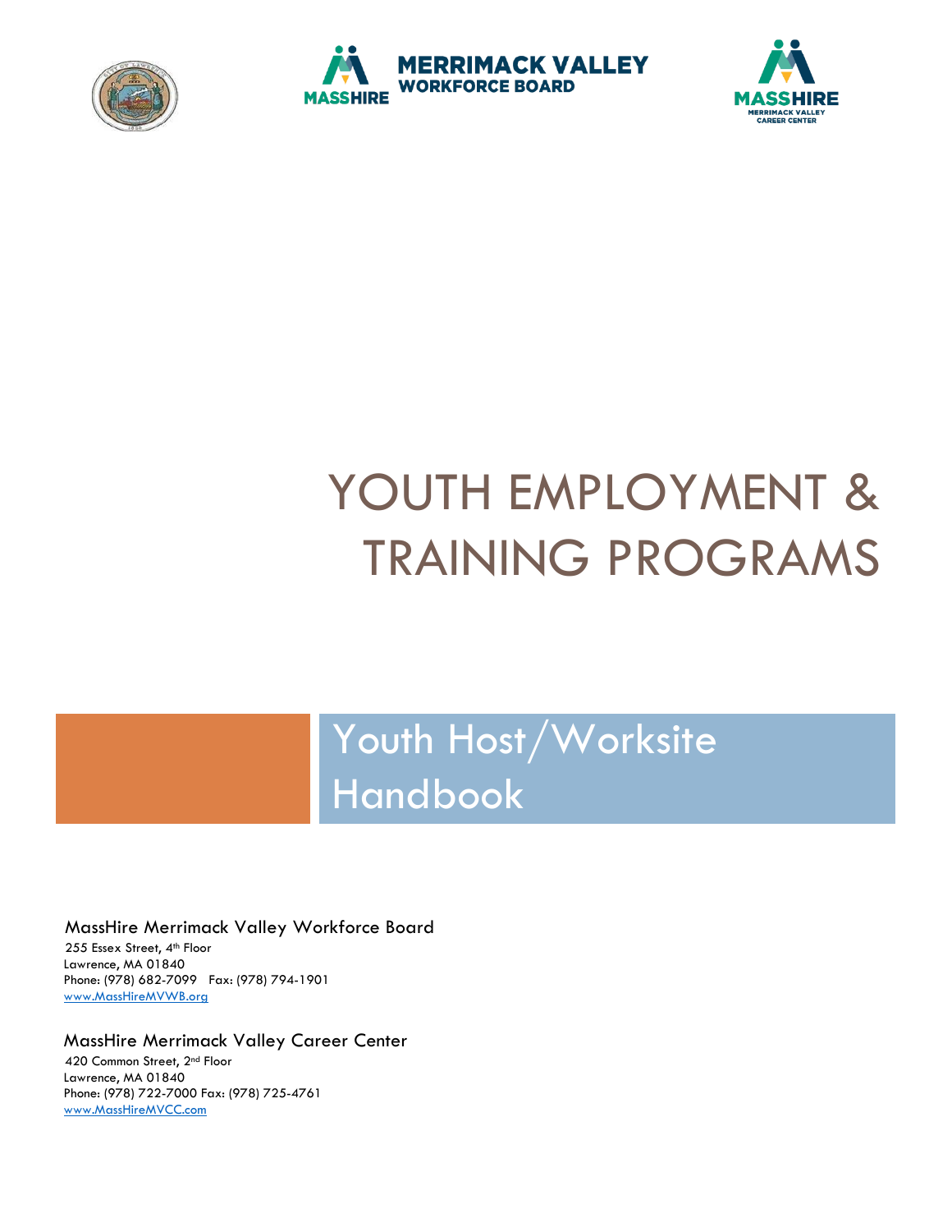MASSHIRE MERRIMACK VALLEY WORKFORCE BOARD

MASSHIRE MERRIMACK VALLEY CAREER CENTER

# YOUTH EMPLOYMENT & TRAINING PROGRAMS

## Youth Host/Worksite Handbook

MassHire Merrimack Valley Workforce Board
255 Essex Street, 4th Floor
Lawrence, MA 01840
Phone: (978) 682-7099 Fax: (978) 794-1901
www.MassHireMVWB.org

MassHire Merrimack Valley Career Center
420 Common Street, 2nd Floor
Lawrence, MA 01840
Phone: (978) 722-7000 Fax: (978) 725-4761
www.MassHireMVCC.com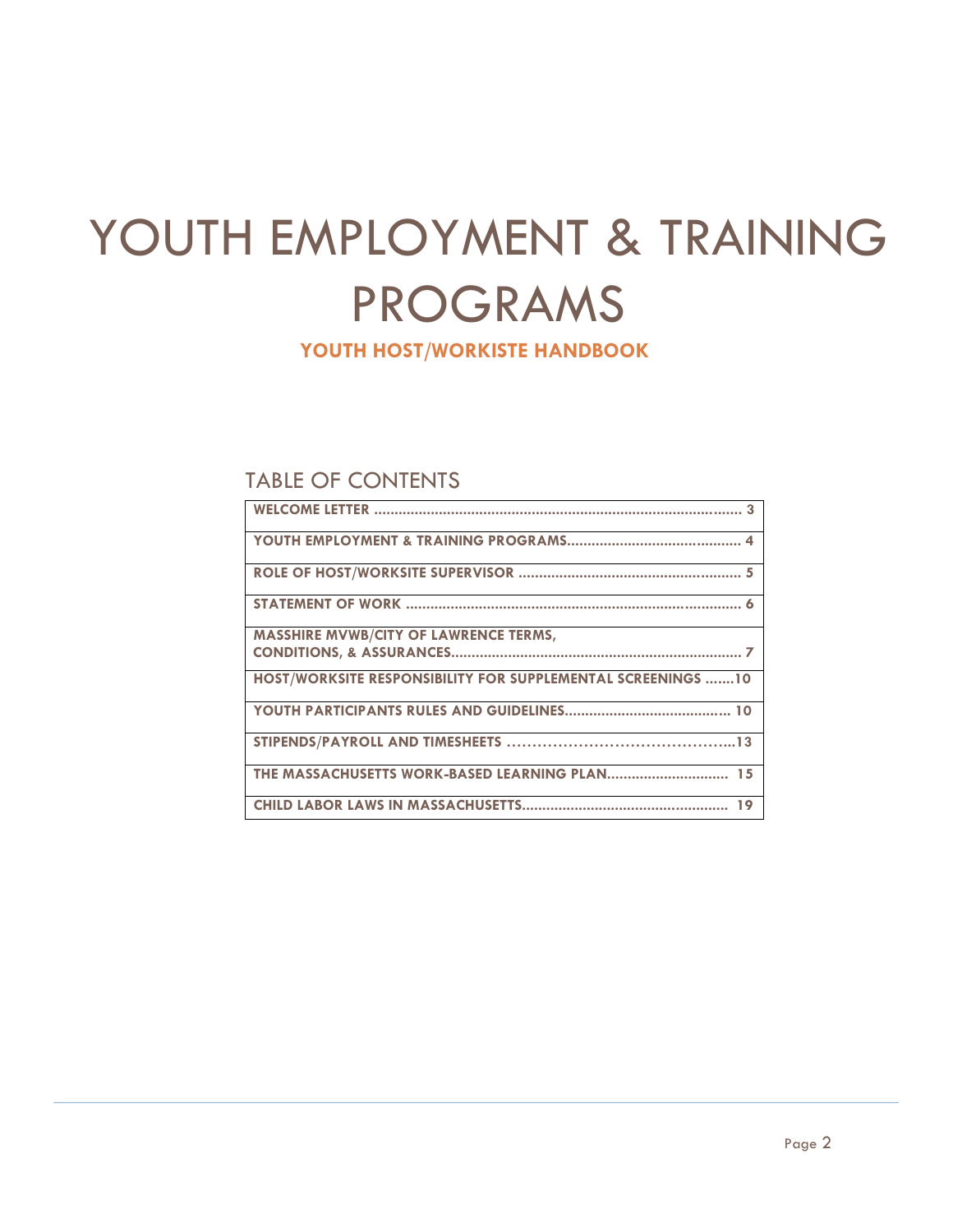# YOUTH EMPLOYMENT & TRAINING PROGRAMS

**YOUTH HOST/WORKISTE HANDBOOK**

## TABLE OF CONTENTS

| | |
|---|---|
| **WELCOME LETTER** | **3** |
| **YOUTH EMPLOYMENT & TRAINING PROGRAMS** | **4** |
| **ROLE OF HOST/WORKSITE SUPERVISOR** | **5** |
| **STATEMENT OF WORK** | **6** |
| **MASSHIRE MVWB/CITY OF LAWRENCE TERMS, CONDITIONS, & ASSURANCES** | **7** |
| **HOST/WORKSITE RESPONSIBILITY FOR SUPPLEMENTAL SCREENINGS** | **10** |
| **YOUTH PARTICIPANTS RULES AND GUIDELINES** | **10** |
| **STIPENDS/PAYROLL AND TIMESHEETS** | **13** |
| **THE MASSACHUSETTS WORK-BASED LEARNING PLAN** | **15** |
| **CHILD LABOR LAWS IN MASSACHUSETTS** | **19** |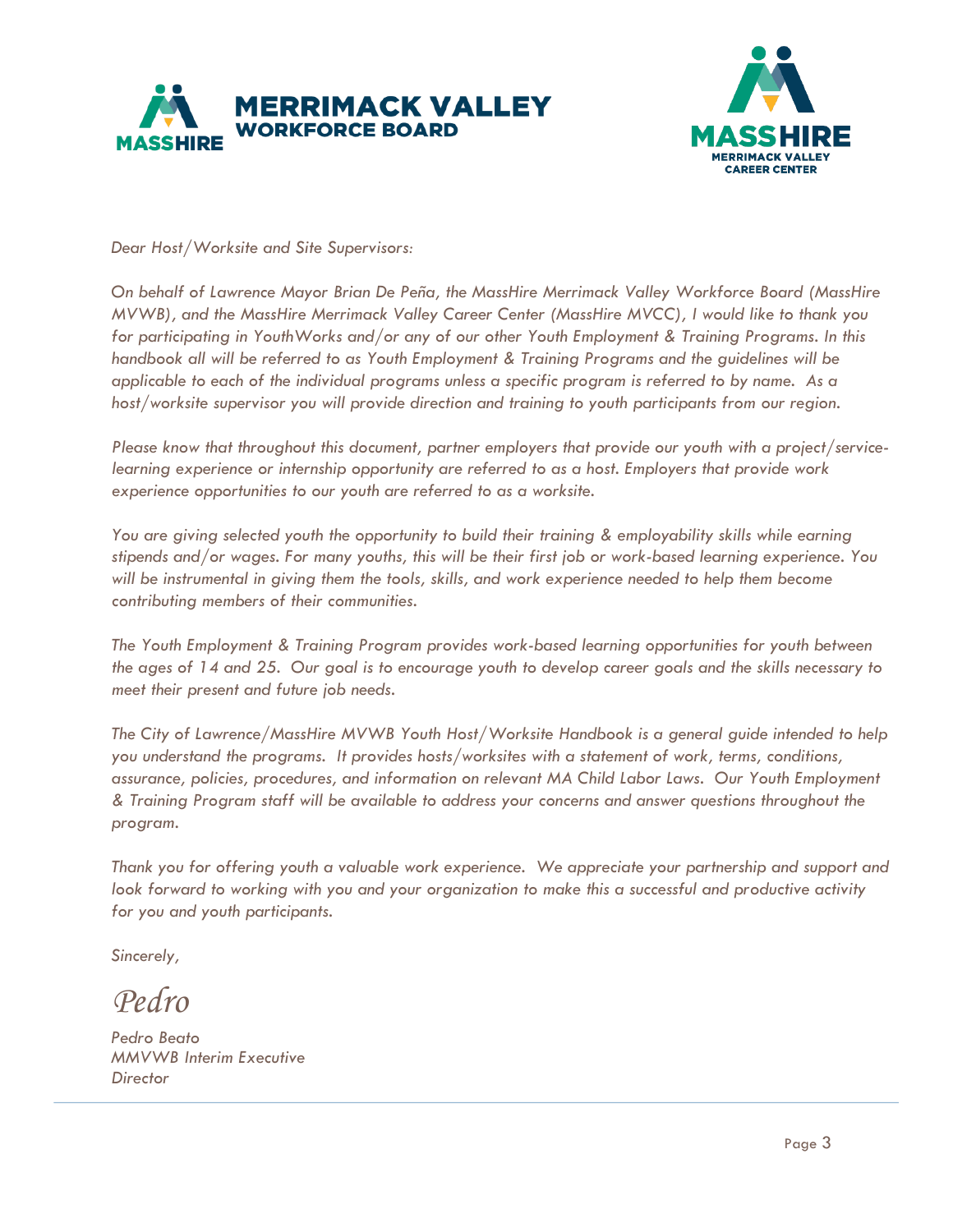*Dear Host/Worksite and Site Supervisors:*

*On behalf of Lawrence Mayor Brian De Peña, the MassHire Merrimack Valley Workforce Board (MassHire MVWB), and the MassHire Merrimack Valley Career Center (MassHire MVCC), I would like to thank you for participating in YouthWorks and/or any of our other Youth Employment & Training Programs. In this handbook all will be referred to as Youth Employment & Training Programs and the guidelines will be applicable to each of the individual programs unless a specific program is referred to by name. As a host/worksite supervisor you will provide direction and training to youth participants from our region.*

*Please know that throughout this document, partner employers that provide our youth with a project/service-learning experience or internship opportunity are referred to as a host. Employers that provide work experience opportunities to our youth are referred to as a worksite.*

*You are giving selected youth the opportunity to build their training & employability skills while earning stipends and/or wages. For many youths, this will be their first job or work-based learning experience. You will be instrumental in giving them the tools, skills, and work experience needed to help them become contributing members of their communities.*

*The Youth Employment & Training Program provides work-based learning opportunities for youth between the ages of 14 and 25. Our goal is to encourage youth to develop career goals and the skills necessary to meet their present and future job needs.*

*The City of Lawrence/MassHire MVWB Youth Host/Worksite Handbook is a general guide intended to help you understand the programs. It provides hosts/worksites with a statement of work, terms, conditions, assurance, policies, procedures, and information on relevant MA Child Labor Laws. Our Youth Employment & Training Program staff will be available to address your concerns and answer questions throughout the program.*

*Thank you for offering youth a valuable work experience. We appreciate your partnership and support and look forward to working with you and your organization to make this a successful and productive activity for you and youth participants.*

*Sincerely,*

*Pedro*

*Pedro Beato*
*MMVWB Interim Executive Director*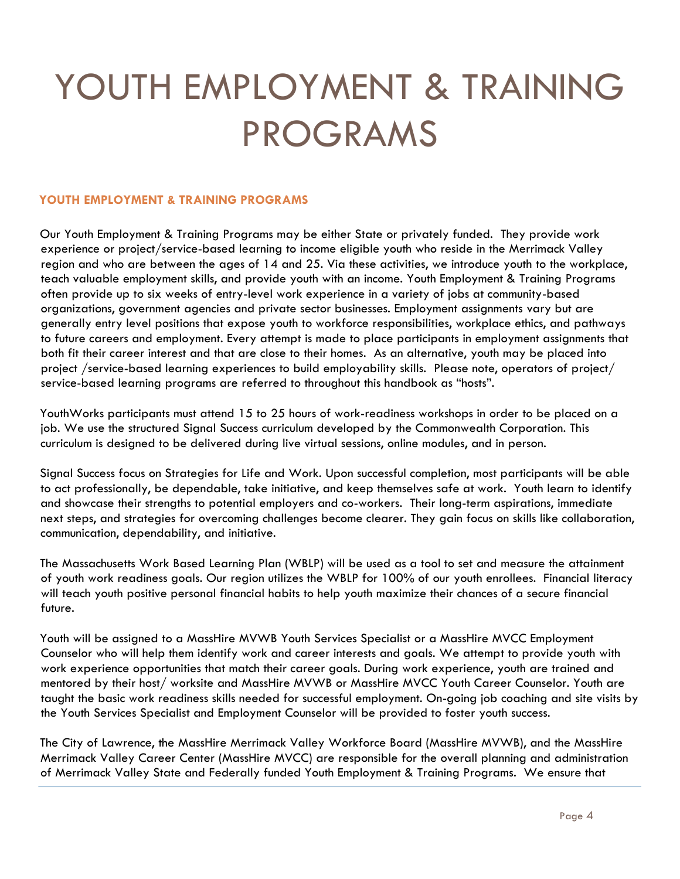# YOUTH EMPLOYMENT & TRAINING PROGRAMS

### YOUTH EMPLOYMENT & TRAINING PROGRAMS

Our Youth Employment & Training Programs may be either State or privately funded. They provide work experience or project/service-based learning to income eligible youth who reside in the Merrimack Valley region and who are between the ages of 14 and 25. Via these activities, we introduce youth to the workplace, teach valuable employment skills, and provide youth with an income. Youth Employment & Training Programs often provide up to six weeks of entry-level work experience in a variety of jobs at community-based organizations, government agencies and private sector businesses. Employment assignments vary but are generally entry level positions that expose youth to workforce responsibilities, workplace ethics, and pathways to future careers and employment. Every attempt is made to place participants in employment assignments that both fit their career interest and that are close to their homes. As an alternative, youth may be placed into project /service-based learning experiences to build employability skills. Please note, operators of project/ service-based learning programs are referred to throughout this handbook as "hosts".

YouthWorks participants must attend 15 to 25 hours of work-readiness workshops in order to be placed on a job. We use the structured Signal Success curriculum developed by the Commonwealth Corporation. This curriculum is designed to be delivered during live virtual sessions, online modules, and in person.

Signal Success focus on Strategies for Life and Work. Upon successful completion, most participants will be able to act professionally, be dependable, take initiative, and keep themselves safe at work. Youth learn to identify and showcase their strengths to potential employers and co-workers. Their long-term aspirations, immediate next steps, and strategies for overcoming challenges become clearer. They gain focus on skills like collaboration, communication, dependability, and initiative.

The Massachusetts Work Based Learning Plan (WBLP) will be used as a tool to set and measure the attainment of youth work readiness goals. Our region utilizes the WBLP for 100% of our youth enrollees. Financial literacy will teach youth positive personal financial habits to help youth maximize their chances of a secure financial future.

Youth will be assigned to a MassHire MVWB Youth Services Specialist or a MassHire MVCC Employment Counselor who will help them identify work and career interests and goals. We attempt to provide youth with work experience opportunities that match their career goals. During work experience, youth are trained and mentored by their host/ worksite and MassHire MVWB or MassHire MVCC Youth Career Counselor. Youth are taught the basic work readiness skills needed for successful employment. On-going job coaching and site visits by the Youth Services Specialist and Employment Counselor will be provided to foster youth success.

The City of Lawrence, the MassHire Merrimack Valley Workforce Board (MassHire MVWB), and the MassHire Merrimack Valley Career Center (MassHire MVCC) are responsible for the overall planning and administration of Merrimack Valley State and Federally funded Youth Employment & Training Programs. We ensure that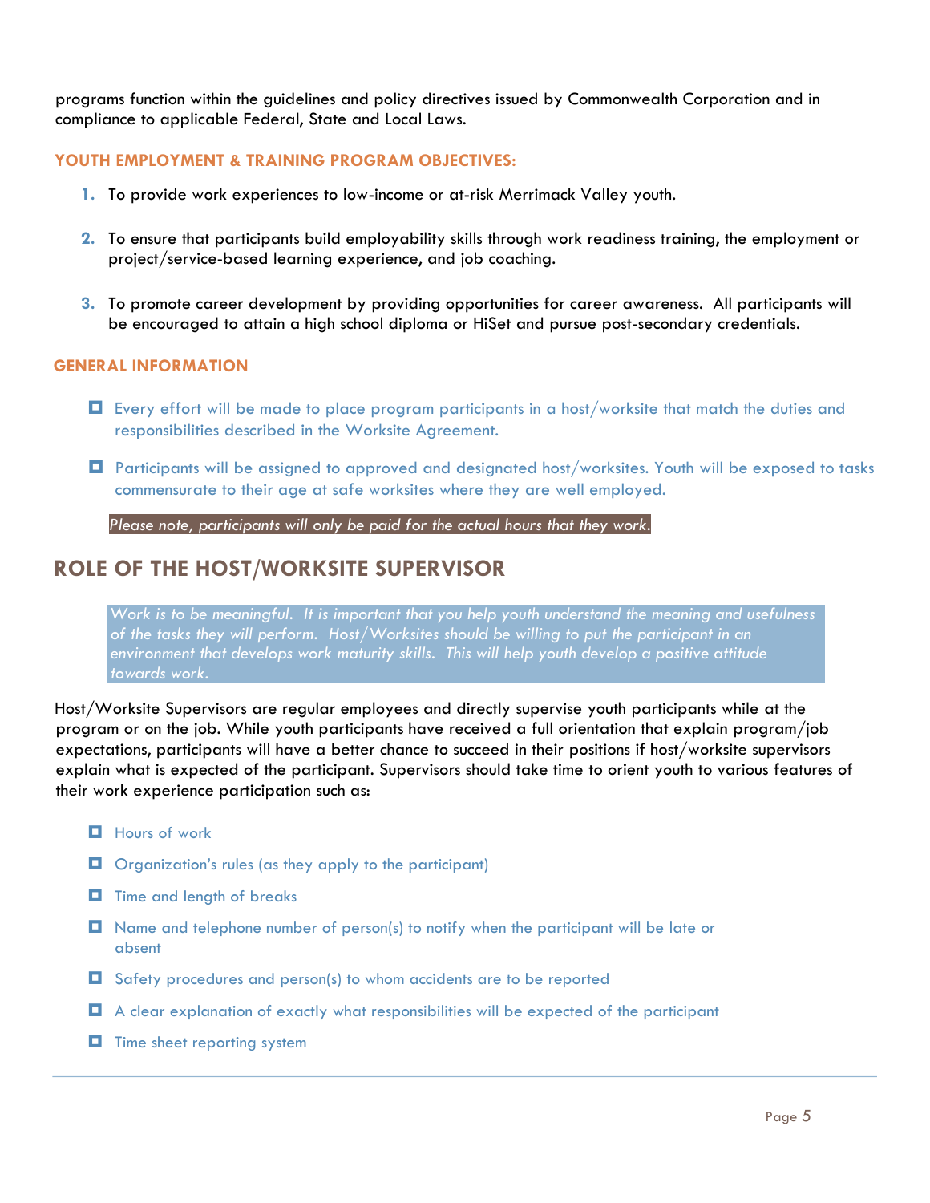programs function within the guidelines and policy directives issued by Commonwealth Corporation and in compliance to applicable Federal, State and Local Laws.

### YOUTH EMPLOYMENT & TRAINING PROGRAM OBJECTIVES:

1. To provide work experiences to low-income or at-risk Merrimack Valley youth.

2. To ensure that participants build employability skills through work readiness training, the employment or project/service-based learning experience, and job coaching.

3. To promote career development by providing opportunities for career awareness. All participants will be encouraged to attain a high school diploma or HiSet and pursue post-secondary credentials.

### GENERAL INFORMATION

- Every effort will be made to place program participants in a host/worksite that match the duties and responsibilities described in the Worksite Agreement.

- Participants will be assigned to approved and designated host/worksites. Youth will be exposed to tasks commensurate to their age at safe worksites where they are well employed.

*Please note, participants will only be paid for the actual hours that they work.*

## ROLE OF THE HOST/WORKSITE SUPERVISOR

*Work is to be meaningful. It is important that you help youth understand the meaning and usefulness of the tasks they will perform. Host/Worksites should be willing to put the participant in an environment that develops work maturity skills. This will help youth develop a positive attitude towards work.*

Host/Worksite Supervisors are regular employees and directly supervise youth participants while at the program or on the job. While youth participants have received a full orientation that explain program/job expectations, participants will have a better chance to succeed in their positions if host/worksite supervisors explain what is expected of the participant. Supervisors should take time to orient youth to various features of their work experience participation such as:

- Hours of work
- Organization's rules (as they apply to the participant)
- Time and length of breaks
- Name and telephone number of person(s) to notify when the participant will be late or absent
- Safety procedures and person(s) to whom accidents are to be reported
- A clear explanation of exactly what responsibilities will be expected of the participant
- Time sheet reporting system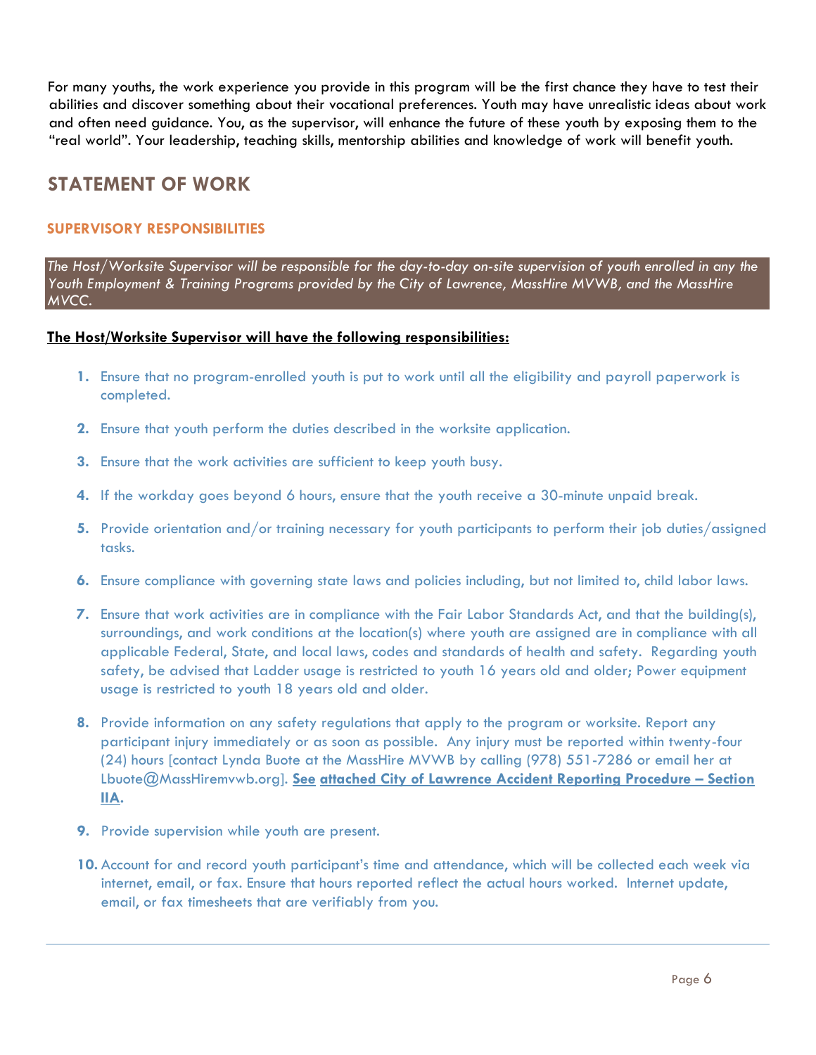For many youths, the work experience you provide in this program will be the first chance they have to test their abilities and discover something about their vocational preferences. Youth may have unrealistic ideas about work and often need guidance. You, as the supervisor, will enhance the future of these youth by exposing them to the "real world". Your leadership, teaching skills, mentorship abilities and knowledge of work will benefit youth.

## STATEMENT OF WORK

### SUPERVISORY RESPONSIBILITIES

*The Host/Worksite Supervisor will be responsible for the day-to-day on-site supervision of youth enrolled in any the Youth Employment & Training Programs provided by the City of Lawrence, MassHire MVWB, and the MassHire MVCC.*

**The Host/Worksite Supervisor will have the following responsibilities:**

1. Ensure that no program-enrolled youth is put to work until all the eligibility and payroll paperwork is completed.
2. Ensure that youth perform the duties described in the worksite application.
3. Ensure that the work activities are sufficient to keep youth busy.
4. If the workday goes beyond 6 hours, ensure that the youth receive a 30-minute unpaid break.
5. Provide orientation and/or training necessary for youth participants to perform their job duties/assigned tasks.
6. Ensure compliance with governing state laws and policies including, but not limited to, child labor laws.
7. Ensure that work activities are in compliance with the Fair Labor Standards Act, and that the building(s), surroundings, and work conditions at the location(s) where youth are assigned are in compliance with all applicable Federal, State, and local laws, codes and standards of health and safety. Regarding youth safety, be advised that Ladder usage is restricted to youth 16 years old and older; Power equipment usage is restricted to youth 18 years old and older.
8. Provide information on any safety regulations that apply to the program or worksite. Report any participant injury immediately or as soon as possible. Any injury must be reported within twenty-four (24) hours [contact Lynda Buote at the MassHire MVWB by calling (978) 551-7286 or email her at Lbuote@MassHiremvwb.org]. **See attached City of Lawrence Accident Reporting Procedure – Section IIA.**
9. Provide supervision while youth are present.
10. Account for and record youth participant's time and attendance, which will be collected each week via internet, email, or fax. Ensure that hours reported reflect the actual hours worked. Internet update, email, or fax timesheets that are verifiably from you.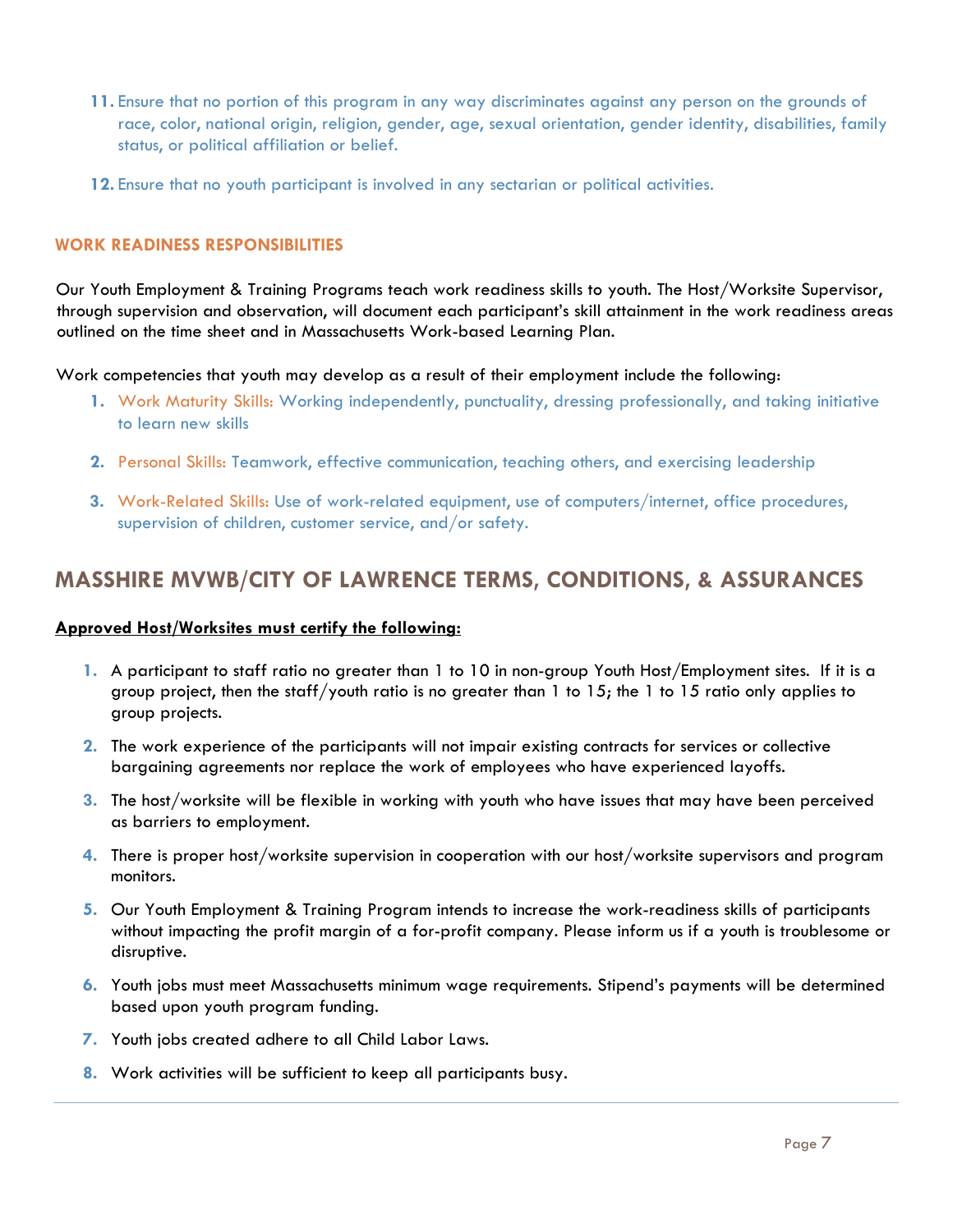11. Ensure that no portion of this program in any way discriminates against any person on the grounds of race, color, national origin, religion, gender, age, sexual orientation, gender identity, disabilities, family status, or political affiliation or belief.

12. Ensure that no youth participant is involved in any sectarian or political activities.

### WORK READINESS RESPONSIBILITIES

Our Youth Employment & Training Programs teach work readiness skills to youth. The Host/Worksite Supervisor, through supervision and observation, will document each participant's skill attainment in the work readiness areas outlined on the time sheet and in Massachusetts Work-based Learning Plan.

Work competencies that youth may develop as a result of their employment include the following:

1. Work Maturity Skills: Working independently, punctuality, dressing professionally, and taking initiative to learn new skills

2. Personal Skills: Teamwork, effective communication, teaching others, and exercising leadership

3. Work-Related Skills: Use of work-related equipment, use of computers/internet, office procedures, supervision of children, customer service, and/or safety.

## MASSHIRE MVWB/CITY OF LAWRENCE TERMS, CONDITIONS, & ASSURANCES

**Approved Host/Worksites must certify the following:**

1. A participant to staff ratio no greater than 1 to 10 in non-group Youth Host/Employment sites. If it is a group project, then the staff/youth ratio is no greater than 1 to 15; the 1 to 15 ratio only applies to group projects.

2. The work experience of the participants will not impair existing contracts for services or collective bargaining agreements nor replace the work of employees who have experienced layoffs.

3. The host/worksite will be flexible in working with youth who have issues that may have been perceived as barriers to employment.

4. There is proper host/worksite supervision in cooperation with our host/worksite supervisors and program monitors.

5. Our Youth Employment & Training Program intends to increase the work-readiness skills of participants without impacting the profit margin of a for-profit company. Please inform us if a youth is troublesome or disruptive.

6. Youth jobs must meet Massachusetts minimum wage requirements. Stipend's payments will be determined based upon youth program funding.

7. Youth jobs created adhere to all Child Labor Laws.

8. Work activities will be sufficient to keep all participants busy.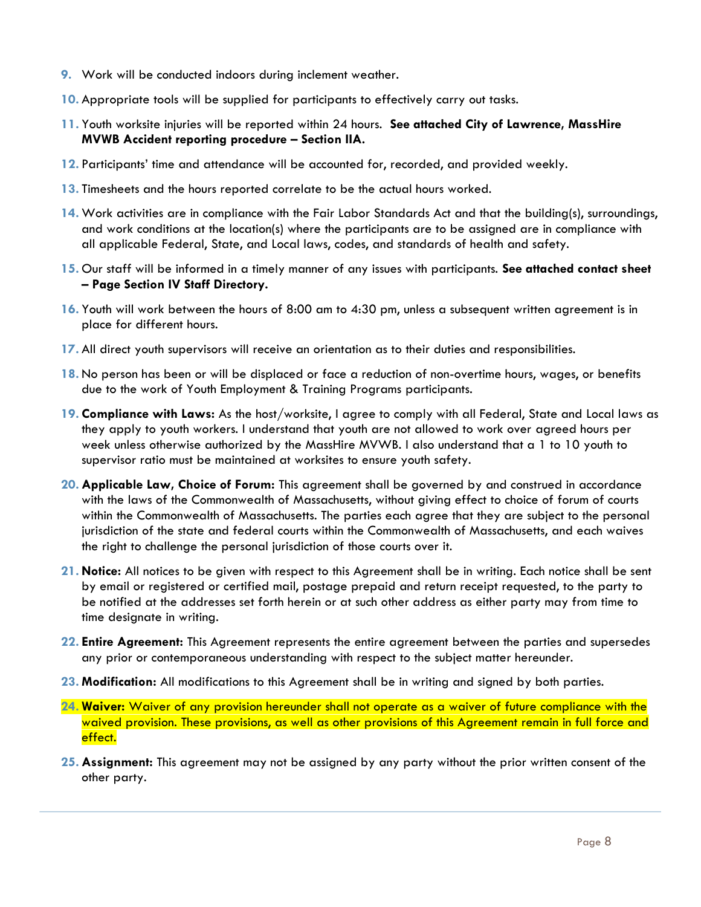9. Work will be conducted indoors during inclement weather.
10. Appropriate tools will be supplied for participants to effectively carry out tasks.
11. Youth worksite injuries will be reported within 24 hours. **See attached City of Lawrence, MassHire MVWB Accident reporting procedure – Section IIA.**
12. Participants' time and attendance will be accounted for, recorded, and provided weekly.
13. Timesheets and the hours reported correlate to be the actual hours worked.
14. Work activities are in compliance with the Fair Labor Standards Act and that the building(s), surroundings, and work conditions at the location(s) where the participants are to be assigned are in compliance with all applicable Federal, State, and Local laws, codes, and standards of health and safety.
15. Our staff will be informed in a timely manner of any issues with participants. **See attached contact sheet – Page Section IV Staff Directory.**
16. Youth will work between the hours of 8:00 am to 4:30 pm, unless a subsequent written agreement is in place for different hours.
17. All direct youth supervisors will receive an orientation as to their duties and responsibilities.
18. No person has been or will be displaced or face a reduction of non-overtime hours, wages, or benefits due to the work of Youth Employment & Training Programs participants.
19. **Compliance with Laws:** As the host/worksite, I agree to comply with all Federal, State and Local laws as they apply to youth workers. I understand that youth are not allowed to work over agreed hours per week unless otherwise authorized by the MassHire MVWB. I also understand that a 1 to 10 youth to supervisor ratio must be maintained at worksites to ensure youth safety.
20. **Applicable Law, Choice of Forum:** This agreement shall be governed by and construed in accordance with the laws of the Commonwealth of Massachusetts, without giving effect to choice of forum of courts within the Commonwealth of Massachusetts. The parties each agree that they are subject to the personal jurisdiction of the state and federal courts within the Commonwealth of Massachusetts, and each waives the right to challenge the personal jurisdiction of those courts over it.
21. **Notice:** All notices to be given with respect to this Agreement shall be in writing. Each notice shall be sent by email or registered or certified mail, postage prepaid and return receipt requested, to the party to be notified at the addresses set forth herein or at such other address as either party may from time to time designate in writing.
22. **Entire Agreement:** This Agreement represents the entire agreement between the parties and supersedes any prior or contemporaneous understanding with respect to the subject matter hereunder.
23. **Modification:** All modifications to this Agreement shall be in writing and signed by both parties.
24. **Waiver:** Waiver of any provision hereunder shall not operate as a waiver of future compliance with the waived provision. These provisions, as well as other provisions of this Agreement remain in full force and effect.
25. **Assignment:** This agreement may not be assigned by any party without the prior written consent of the other party.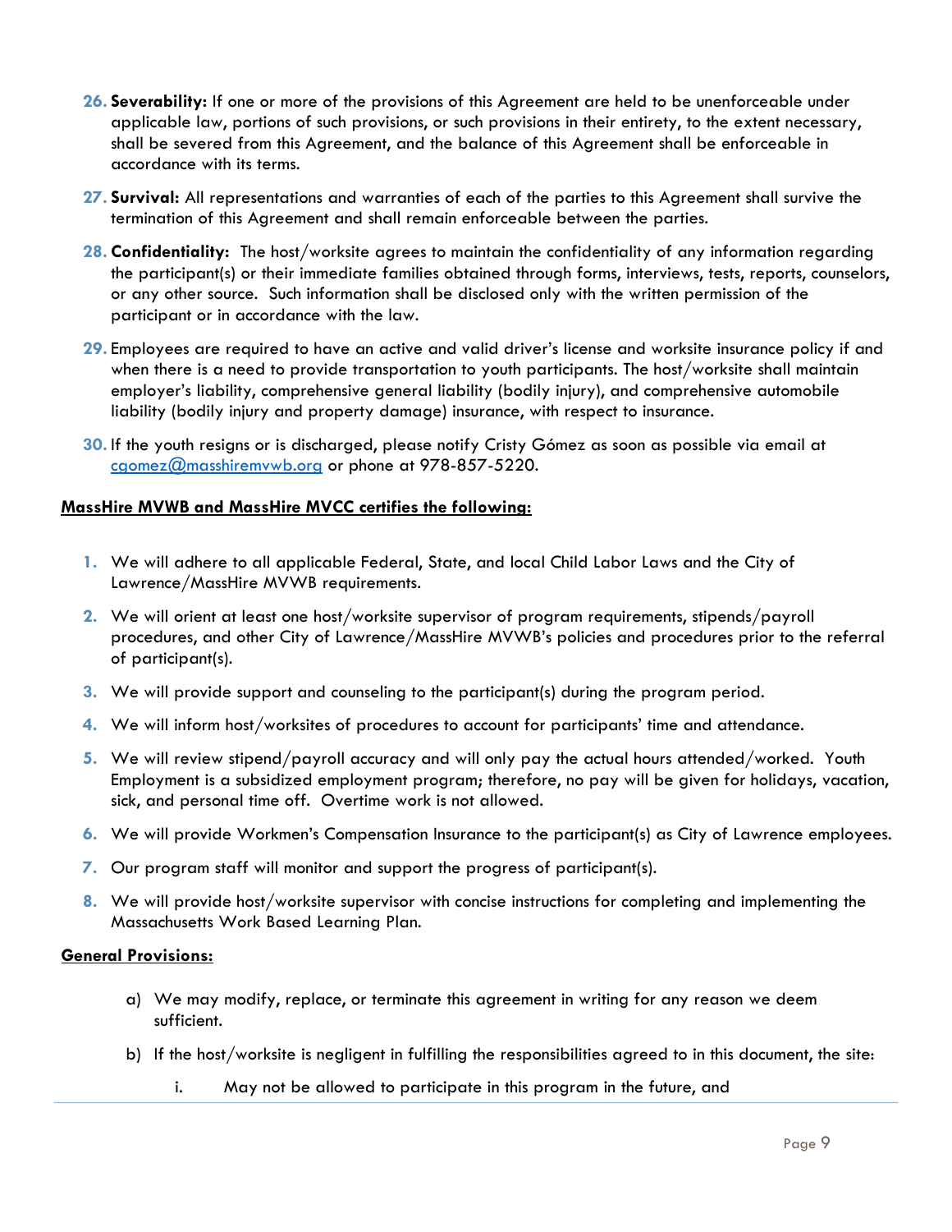26. **Severability:** If one or more of the provisions of this Agreement are held to be unenforceable under applicable law, portions of such provisions, or such provisions in their entirety, to the extent necessary, shall be severed from this Agreement, and the balance of this Agreement shall be enforceable in accordance with its terms.
27. **Survival:** All representations and warranties of each of the parties to this Agreement shall survive the termination of this Agreement and shall remain enforceable between the parties.
28. **Confidentiality:** The host/worksite agrees to maintain the confidentiality of any information regarding the participant(s) or their immediate families obtained through forms, interviews, tests, reports, counselors, or any other source. Such information shall be disclosed only with the written permission of the participant or in accordance with the law.
29. Employees are required to have an active and valid driver's license and worksite insurance policy if and when there is a need to provide transportation to youth participants. The host/worksite shall maintain employer's liability, comprehensive general liability (bodily injury), and comprehensive automobile liability (bodily injury and property damage) insurance, with respect to insurance.
30. If the youth resigns or is discharged, please notify Cristy Gómez as soon as possible via email at cgomez@masshiremvwb.org or phone at 978-857-5220.

**MassHire MVWB and MassHire MVCC certifies the following:**

1. We will adhere to all applicable Federal, State, and local Child Labor Laws and the City of Lawrence/MassHire MVWB requirements.
2. We will orient at least one host/worksite supervisor of program requirements, stipends/payroll procedures, and other City of Lawrence/MassHire MVWB's policies and procedures prior to the referral of participant(s).
3. We will provide support and counseling to the participant(s) during the program period.
4. We will inform host/worksites of procedures to account for participants' time and attendance.
5. We will review stipend/payroll accuracy and will only pay the actual hours attended/worked. Youth Employment is a subsidized employment program; therefore, no pay will be given for holidays, vacation, sick, and personal time off. Overtime work is not allowed.
6. We will provide Workmen's Compensation Insurance to the participant(s) as City of Lawrence employees.
7. Our program staff will monitor and support the progress of participant(s).
8. We will provide host/worksite supervisor with concise instructions for completing and implementing the Massachusetts Work Based Learning Plan.

**General Provisions:**

a) We may modify, replace, or terminate this agreement in writing for any reason we deem sufficient.

b) If the host/worksite is negligent in fulfilling the responsibilities agreed to in this document, the site:

   i. May not be allowed to participate in this program in the future, and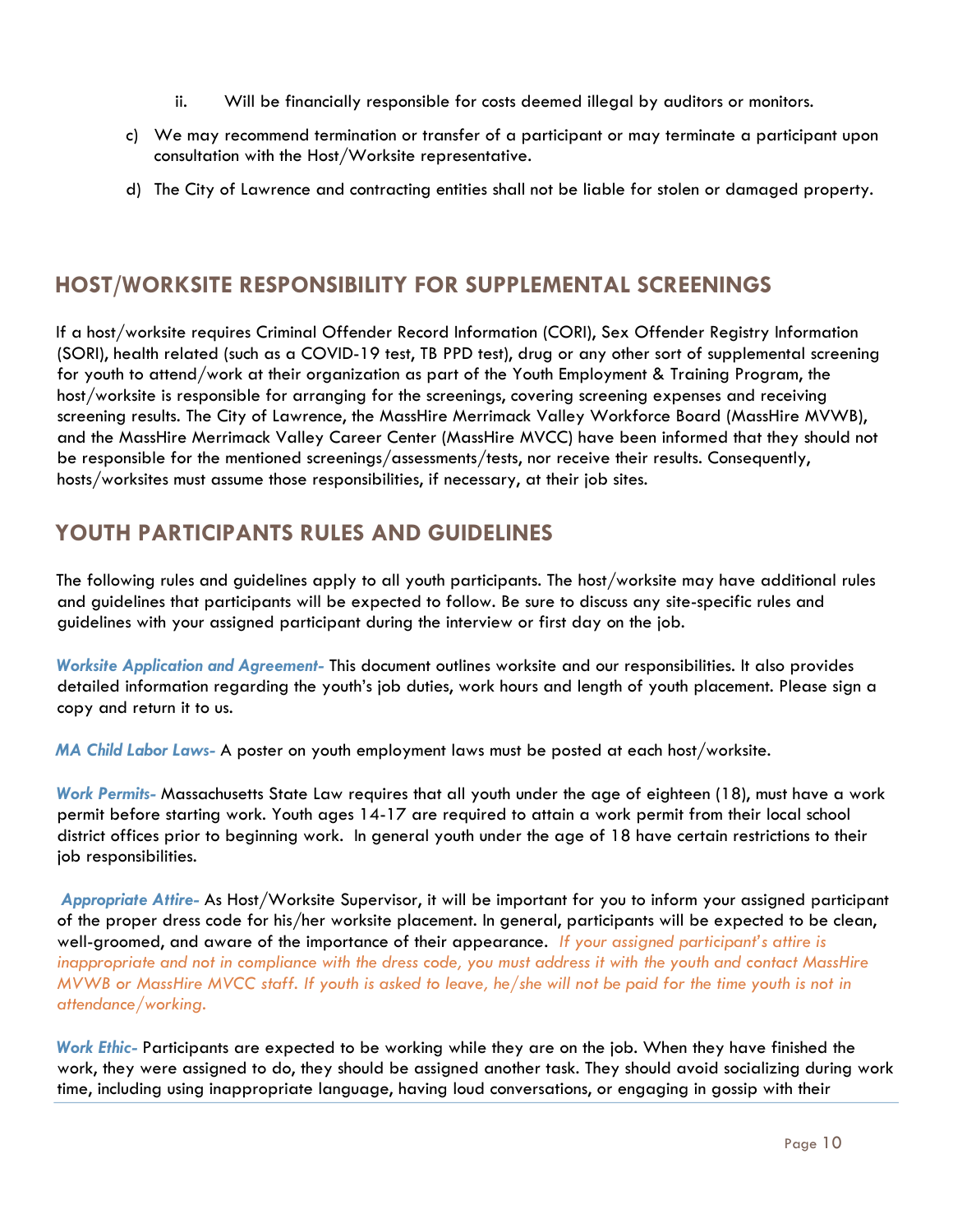ii. Will be financially responsible for costs deemed illegal by auditors or monitors.

c) We may recommend termination or transfer of a participant or may terminate a participant upon consultation with the Host/Worksite representative.

d) The City of Lawrence and contracting entities shall not be liable for stolen or damaged property.

## HOST/WORKSITE RESPONSIBILITY FOR SUPPLEMENTAL SCREENINGS

If a host/worksite requires Criminal Offender Record Information (CORI), Sex Offender Registry Information (SORI), health related (such as a COVID-19 test, TB PPD test), drug or any other sort of supplemental screening for youth to attend/work at their organization as part of the Youth Employment & Training Program, the host/worksite is responsible for arranging for the screenings, covering screening expenses and receiving screening results. The City of Lawrence, the MassHire Merrimack Valley Workforce Board (MassHire MVWB), and the MassHire Merrimack Valley Career Center (MassHire MVCC) have been informed that they should not be responsible for the mentioned screenings/assessments/tests, nor receive their results. Consequently, hosts/worksites must assume those responsibilities, if necessary, at their job sites.

## YOUTH PARTICIPANTS RULES AND GUIDELINES

The following rules and guidelines apply to all youth participants. The host/worksite may have additional rules and guidelines that participants will be expected to follow. Be sure to discuss any site-specific rules and guidelines with your assigned participant during the interview or first day on the job.

***Worksite Application and Agreement-*** This document outlines worksite and our responsibilities. It also provides detailed information regarding the youth's job duties, work hours and length of youth placement. Please sign a copy and return it to us.

***MA Child Labor Laws-*** A poster on youth employment laws must be posted at each host/worksite.

***Work Permits-*** Massachusetts State Law requires that all youth under the age of eighteen (18), must have a work permit before starting work. Youth ages 14-17 are required to attain a work permit from their local school district offices prior to beginning work. In general youth under the age of 18 have certain restrictions to their job responsibilities.

***Appropriate Attire-*** As Host/Worksite Supervisor, it will be important for you to inform your assigned participant of the proper dress code for his/her worksite placement. In general, participants will be expected to be clean, well-groomed, and aware of the importance of their appearance. *If your assigned participant's attire is inappropriate and not in compliance with the dress code, you must address it with the youth and contact MassHire MVWB or MassHire MVCC staff. If youth is asked to leave, he/she will not be paid for the time youth is not in attendance/working.*

***Work Ethic-*** Participants are expected to be working while they are on the job. When they have finished the work, they were assigned to do, they should be assigned another task. They should avoid socializing during work time, including using inappropriate language, having loud conversations, or engaging in gossip with their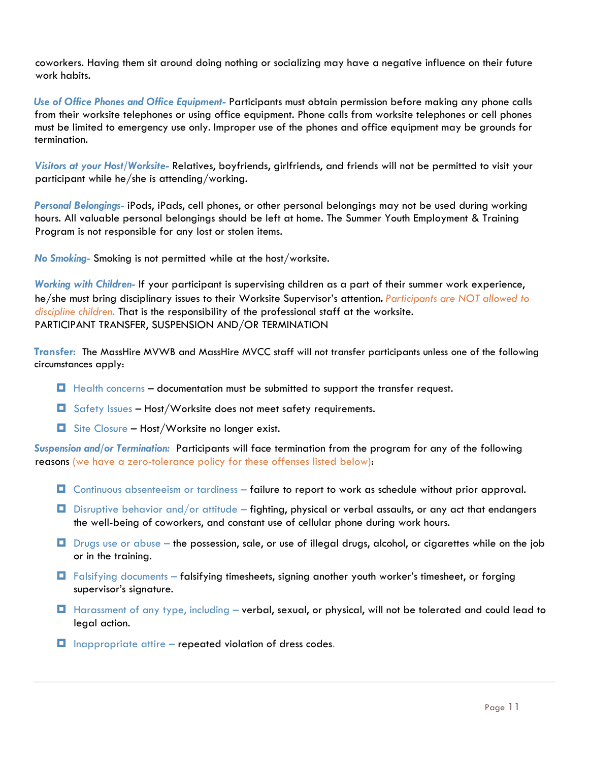coworkers. Having them sit around doing nothing or socializing may have a negative influence on their future work habits.

***Use of Office Phones and Office Equipment-*** Participants must obtain permission before making any phone calls from their worksite telephones or using office equipment. Phone calls from worksite telephones or cell phones must be limited to emergency use only. Improper use of the phones and office equipment may be grounds for termination.

***Visitors at your Host/Worksite-*** Relatives, boyfriends, girlfriends, and friends will not be permitted to visit your participant while he/she is attending/working.

***Personal Belongings-*** iPods, iPads, cell phones, or other personal belongings may not be used during working hours. All valuable personal belongings should be left at home. The Summer Youth Employment & Training Program is not responsible for any lost or stolen items.

***No Smoking-*** Smoking is not permitted while at the host/worksite.

***Working with Children-*** If your participant is supervising children as a part of their summer work experience, he/she must bring disciplinary issues to their Worksite Supervisor's attention*. Participants are NOT allowed to discipline children.* That is the responsibility of the professional staff at the worksite.

PARTICIPANT TRANSFER, SUSPENSION AND/OR TERMINATION

**Transfer:** The MassHire MVWB and MassHire MVCC staff will not transfer participants unless one of the following circumstances apply:

- Health concerns – documentation must be submitted to support the transfer request.
- Safety Issues – Host/Worksite does not meet safety requirements.
- Site Closure – Host/Worksite no longer exist.

***Suspension and/or Termination:*** Participants will face termination from the program for any of the following reasons (we have a zero-tolerance policy for these offenses listed below):

- Continuous absenteeism or tardiness – failure to report to work as schedule without prior approval.
- Disruptive behavior and/or attitude – fighting, physical or verbal assaults, or any act that endangers the well-being of coworkers, and constant use of cellular phone during work hours.
- Drugs use or abuse – the possession, sale, or use of illegal drugs, alcohol, or cigarettes while on the job or in the training.
- Falsifying documents – falsifying timesheets, signing another youth worker's timesheet, or forging supervisor's signature.
- Harassment of any type, including – verbal, sexual, or physical, will not be tolerated and could lead to legal action.
- Inappropriate attire – repeated violation of dress codes.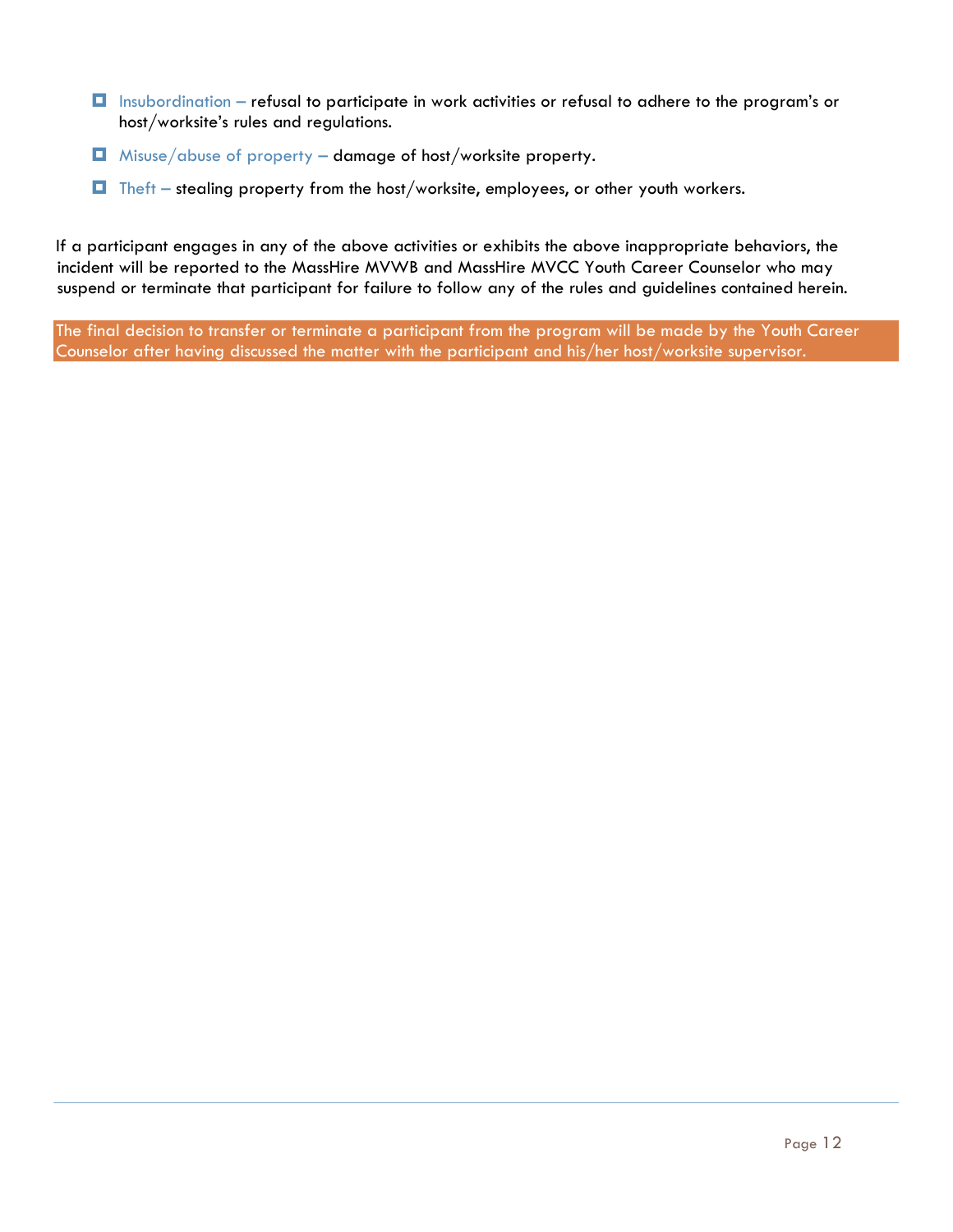- Insubordination – refusal to participate in work activities or refusal to adhere to the program's or host/worksite's rules and regulations.
- Misuse/abuse of property – damage of host/worksite property.
- Theft – stealing property from the host/worksite, employees, or other youth workers.

If a participant engages in any of the above activities or exhibits the above inappropriate behaviors, the incident will be reported to the MassHire MVWB and MassHire MVCC Youth Career Counselor who may suspend or terminate that participant for failure to follow any of the rules and guidelines contained herein.

**The final decision to transfer or terminate a participant from the program will be made by the Youth Career Counselor after having discussed the matter with the participant and his/her host/worksite supervisor.**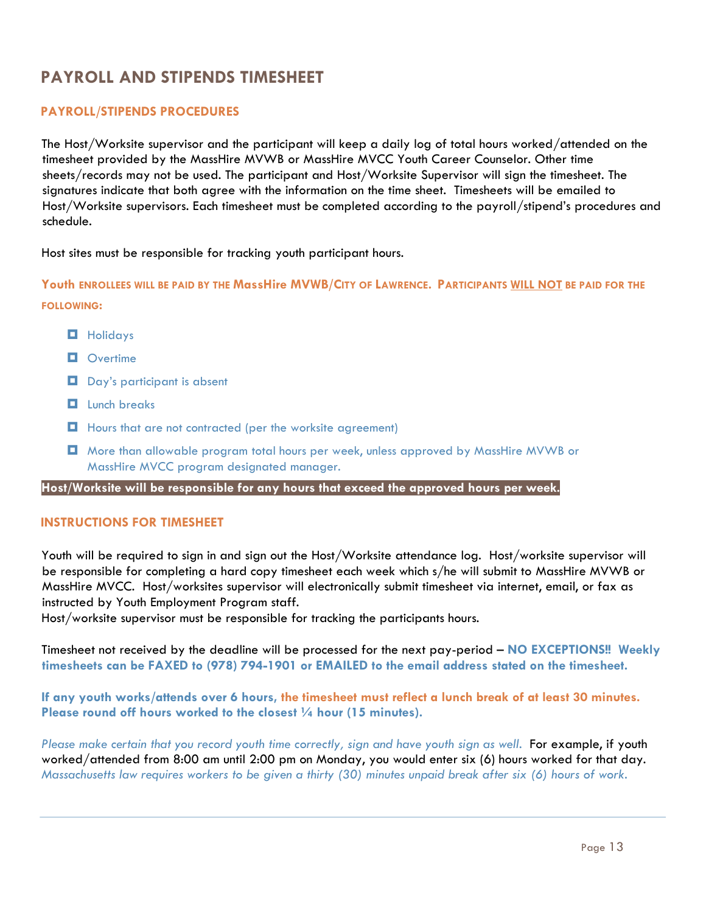# PAYROLL AND STIPENDS TIMESHEET

## PAYROLL/STIPENDS PROCEDURES

The Host/Worksite supervisor and the participant will keep a daily log of total hours worked/attended on the timesheet provided by the MassHire MVWB or MassHire MVCC Youth Career Counselor. Other time sheets/records may not be used. The participant and Host/Worksite Supervisor will sign the timesheet. The signatures indicate that both agree with the information on the time sheet. Timesheets will be emailed to Host/Worksite supervisors. Each timesheet must be completed according to the payroll/stipend's procedures and schedule.

Host sites must be responsible for tracking youth participant hours.

**YOUTH ENROLLEES WILL BE PAID BY THE MASSHIRE MVWB/CITY OF LAWRENCE. PARTICIPANTS WILL NOT BE PAID FOR THE FOLLOWING:**

- Holidays
- Overtime
- Day's participant is absent
- Lunch breaks
- Hours that are not contracted (per the worksite agreement)
- More than allowable program total hours per week, unless approved by MassHire MVWB or MassHire MVCC program designated manager.

**Host/Worksite will be responsible for any hours that exceed the approved hours per week.**

## INSTRUCTIONS FOR TIMESHEET

Youth will be required to sign in and sign out the Host/Worksite attendance log. Host/worksite supervisor will be responsible for completing a hard copy timesheet each week which s/he will submit to MassHire MVWB or MassHire MVCC. Host/worksites supervisor will electronically submit timesheet via internet, email, or fax as instructed by Youth Employment Program staff.
Host/worksite supervisor must be responsible for tracking the participants hours.

Timesheet not received by the deadline will be processed for the next pay-period – **NO EXCEPTIONS!! Weekly timesheets can be FAXED to (978) 794-1901 or EMAILED to the email address stated on the timesheet.**

**If any youth works/attends over 6 hours, the timesheet must reflect a lunch break of at least 30 minutes. Please round off hours worked to the closest ¼ hour (15 minutes).**

*Please make certain that you record youth time correctly, sign and have youth sign as well.* For example, if youth worked/attended from 8:00 am until 2:00 pm on Monday, you would enter six (6) hours worked for that day. *Massachusetts law requires workers to be given a thirty (30) minutes unpaid break after six (6) hours of work.*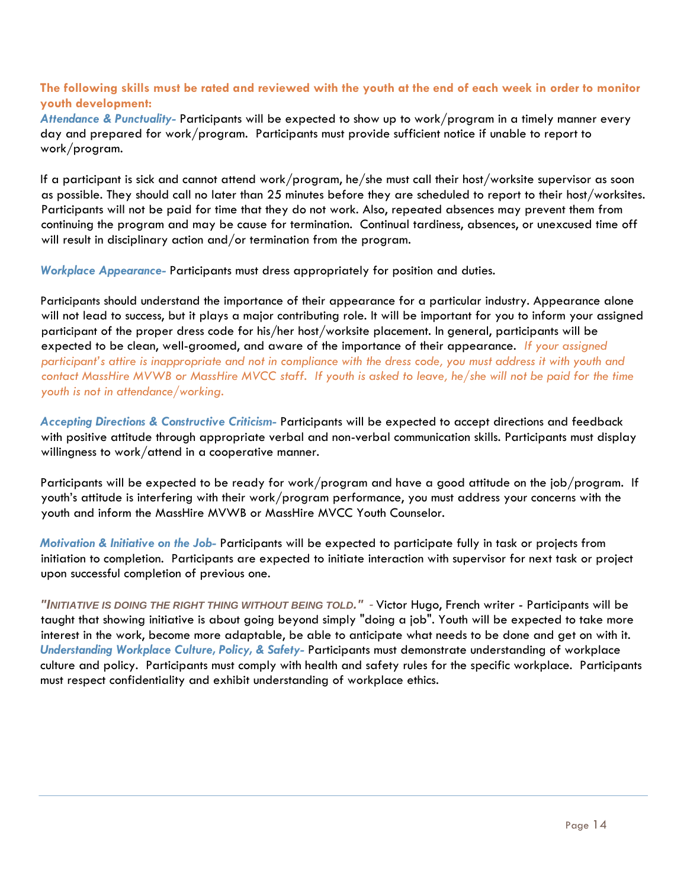**The following skills must be rated and reviewed with the youth at the end of each week in order to monitor youth development:**

***Attendance & Punctuality-*** Participants will be expected to show up to work/program in a timely manner every day and prepared for work/program. Participants must provide sufficient notice if unable to report to work/program.

If a participant is sick and cannot attend work/program, he/she must call their host/worksite supervisor as soon as possible. They should call no later than 25 minutes before they are scheduled to report to their host/worksites. Participants will not be paid for time that they do not work. Also, repeated absences may prevent them from continuing the program and may be cause for termination. Continual tardiness, absences, or unexcused time off will result in disciplinary action and/or termination from the program.

***Workplace Appearance-*** Participants must dress appropriately for position and duties.

Participants should understand the importance of their appearance for a particular industry. Appearance alone will not lead to success, but it plays a major contributing role. It will be important for you to inform your assigned participant of the proper dress code for his/her host/worksite placement. In general, participants will be expected to be clean, well-groomed, and aware of the importance of their appearance. *If your assigned participant's attire is inappropriate and not in compliance with the dress code, you must address it with youth and contact MassHire MVWB or MassHire MVCC staff. If youth is asked to leave, he/she will not be paid for the time youth is not in attendance/working.*

***Accepting Directions & Constructive Criticism-*** Participants will be expected to accept directions and feedback with positive attitude through appropriate verbal and non-verbal communication skills. Participants must display willingness to work/attend in a cooperative manner.

Participants will be expected to be ready for work/program and have a good attitude on the job/program. If youth's attitude is interfering with their work/program performance, you must address your concerns with the youth and inform the MassHire MVWB or MassHire MVCC Youth Counselor.

***Motivation & Initiative on the Job-*** Participants will be expected to participate fully in task or projects from initiation to completion. Participants are expected to initiate interaction with supervisor for next task or project upon successful completion of previous one.

***"INITIATIVE IS DOING THE RIGHT THING WITHOUT BEING TOLD."*** - Victor Hugo, French writer - Participants will be taught that showing initiative is about going beyond simply "doing a job". Youth will be expected to take more interest in the work, become more adaptable, be able to anticipate what needs to be done and get on with it.

***Understanding Workplace Culture, Policy, & Safety-*** Participants must demonstrate understanding of workplace culture and policy. Participants must comply with health and safety rules for the specific workplace. Participants must respect confidentiality and exhibit understanding of workplace ethics.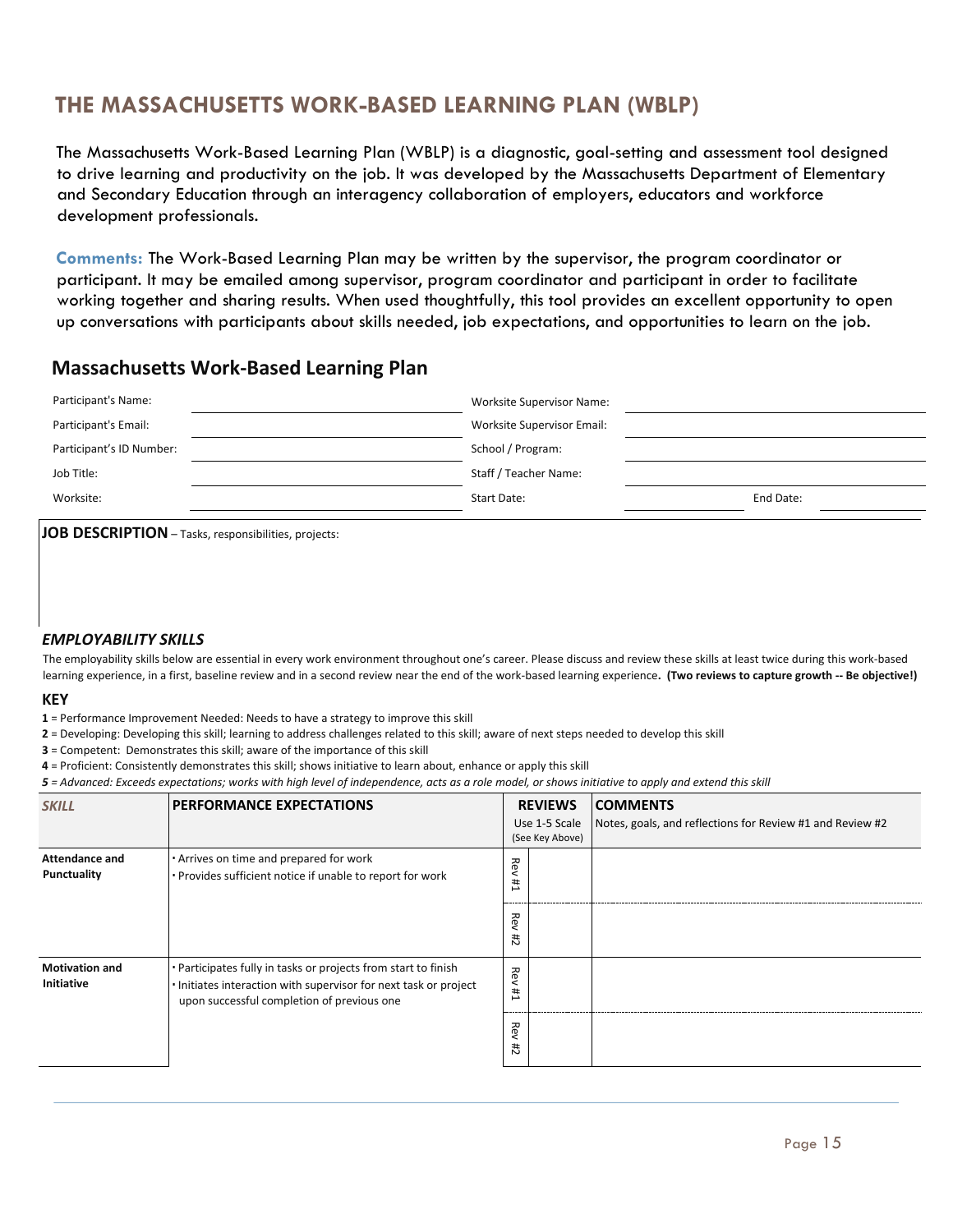# THE MASSACHUSETTS WORK-BASED LEARNING PLAN (WBLP)

The Massachusetts Work-Based Learning Plan (WBLP) is a diagnostic, goal-setting and assessment tool designed to drive learning and productivity on the job. It was developed by the Massachusetts Department of Elementary and Secondary Education through an interagency collaboration of employers, educators and workforce development professionals.

**Comments:** The Work-Based Learning Plan may be written by the supervisor, the program coordinator or participant. It may be emailed among supervisor, program coordinator and participant in order to facilitate working together and sharing results. When used thoughtfully, this tool provides an excellent opportunity to open up conversations with participants about skills needed, job expectations, and opportunities to learn on the job.

## Massachusetts Work-Based Learning Plan

| | | | |
|---|---|---|---|
| Participant's Name: | | Worksite Supervisor Name: | |
| Participant's Email: | | Worksite Supervisor Email: | |
| Participant's ID Number: | | School / Program: | |
| Job Title: | | Staff / Teacher Name: | |
| Worksite: | | Start Date: | End Date: |

**JOB DESCRIPTION** – Tasks, responsibilities, projects:

### *EMPLOYABILITY SKILLS*

The employability skills below are essential in every work environment throughout one's career. Please discuss and review these skills at least twice during this work-based learning experience, in a first, baseline review and in a second review near the end of the work-based learning experience. **(Two reviews to capture growth -- Be objective!)**

**KEY**

**1** = Performance Improvement Needed: Needs to have a strategy to improve this skill
**2** = Developing: Developing this skill; learning to address challenges related to this skill; aware of next steps needed to develop this skill
**3** = Competent: Demonstrates this skill; aware of the importance of this skill
**4** = Proficient: Consistently demonstrates this skill; shows initiative to learn about, enhance or apply this skill
***5** = Advanced: Exceeds expectations; works with high level of independence, acts as a role model, or shows initiative to apply and extend this skill*

| *SKILL* | PERFORMANCE EXPECTATIONS | REVIEWS Use 1-5 Scale (See Key Above) | | COMMENTS Notes, goals, and reflections for Review #1 and Review #2 |
|---|---|---|---|---|
| **Attendance and Punctuality** | • Arrives on time and prepared for work<br>• Provides sufficient notice if unable to report for work | Rev #1 | | |
| | | Rev #2 | | |
| **Motivation and Initiative** | • Participates fully in tasks or projects from start to finish<br>• Initiates interaction with supervisor for next task or project upon successful completion of previous one | Rev #1 | | |
| | | Rev #2 | | |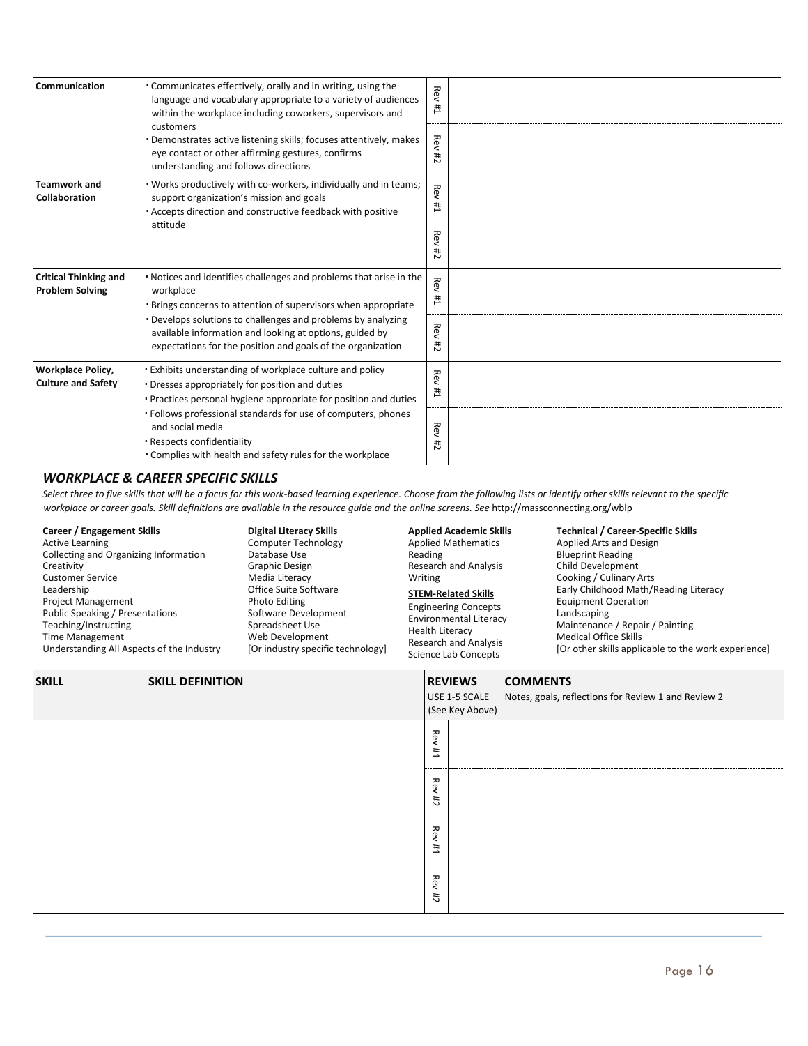| | | | | |
|---|---|---|---|---|
| **Communication** | · Communicates effectively, orally and in writing, using the language and vocabulary appropriate to a variety of audiences within the workplace including coworkers, supervisors and customers<br>· Demonstrates active listening skills; focuses attentively, makes eye contact or other affirming gestures, confirms understanding and follows directions | Rev #1 | | |
| | | Rev #2 | | |
| **Teamwork and Collaboration** | · Works productively with co-workers, individually and in teams; support organization's mission and goals<br>· Accepts direction and constructive feedback with positive attitude | Rev #1 | | |
| | | Rev #2 | | |
| **Critical Thinking and Problem Solving** | · Notices and identifies challenges and problems that arise in the workplace<br>· Brings concerns to attention of supervisors when appropriate<br>· Develops solutions to challenges and problems by analyzing available information and looking at options, guided by expectations for the position and goals of the organization | Rev #1 | | |
| | | Rev #2 | | |
| **Workplace Policy, Culture and Safety** | · Exhibits understanding of workplace culture and policy<br>· Dresses appropriately for position and duties<br>· Practices personal hygiene appropriate for position and duties<br>· Follows professional standards for use of computers, phones and social media<br>· Respects confidentiality<br>· Complies with health and safety rules for the workplace | Rev #1 | | |
| | | Rev #2 | | |

### *WORKPLACE & CAREER SPECIFIC SKILLS*

*Select three to five skills that will be a focus for this work-based learning experience. Choose from the following lists or identify other skills relevant to the specific workplace or career goals. Skill definitions are available in the resource guide and the online screens. See* http://massconnecting.org/wblp

**Career / Engagement Skills**
- Active Learning
- Collecting and Organizing Information
- Creativity
- Customer Service
- Leadership
- Project Management
- Public Speaking / Presentations
- Teaching/Instructing
- Time Management
- Understanding All Aspects of the Industry

**Digital Literacy Skills**
- Computer Technology
- Database Use
- Graphic Design
- Media Literacy
- Office Suite Software
- Photo Editing
- Software Development
- Spreadsheet Use
- Web Development
- [Or industry specific technology]

**Applied Academic Skills**
- Applied Mathematics
- Reading
- Research and Analysis
- Writing

**STEM-Related Skills**
- Engineering Concepts
- Environmental Literacy
- Health Literacy
- Research and Analysis
- Science Lab Concepts

**Technical / Career-Specific Skills**
- Applied Arts and Design
- Blueprint Reading
- Child Development
- Cooking / Culinary Arts
- Early Childhood Math/Reading Literacy
- Equipment Operation
- Landscaping
- Maintenance / Repair / Painting
- Medical Office Skills
- [Or other skills applicable to the work experience]

| **SKILL** | **SKILL DEFINITION** | **REVIEWS** USE 1-5 SCALE (See Key Above) | | **COMMENTS** Notes, goals, reflections for Review 1 and Review 2 |
|---|---|---|---|---|
| | | Rev #1 | | |
| | | Rev #2 | | |
| | | Rev #1 | | |
| | | Rev #2 | | |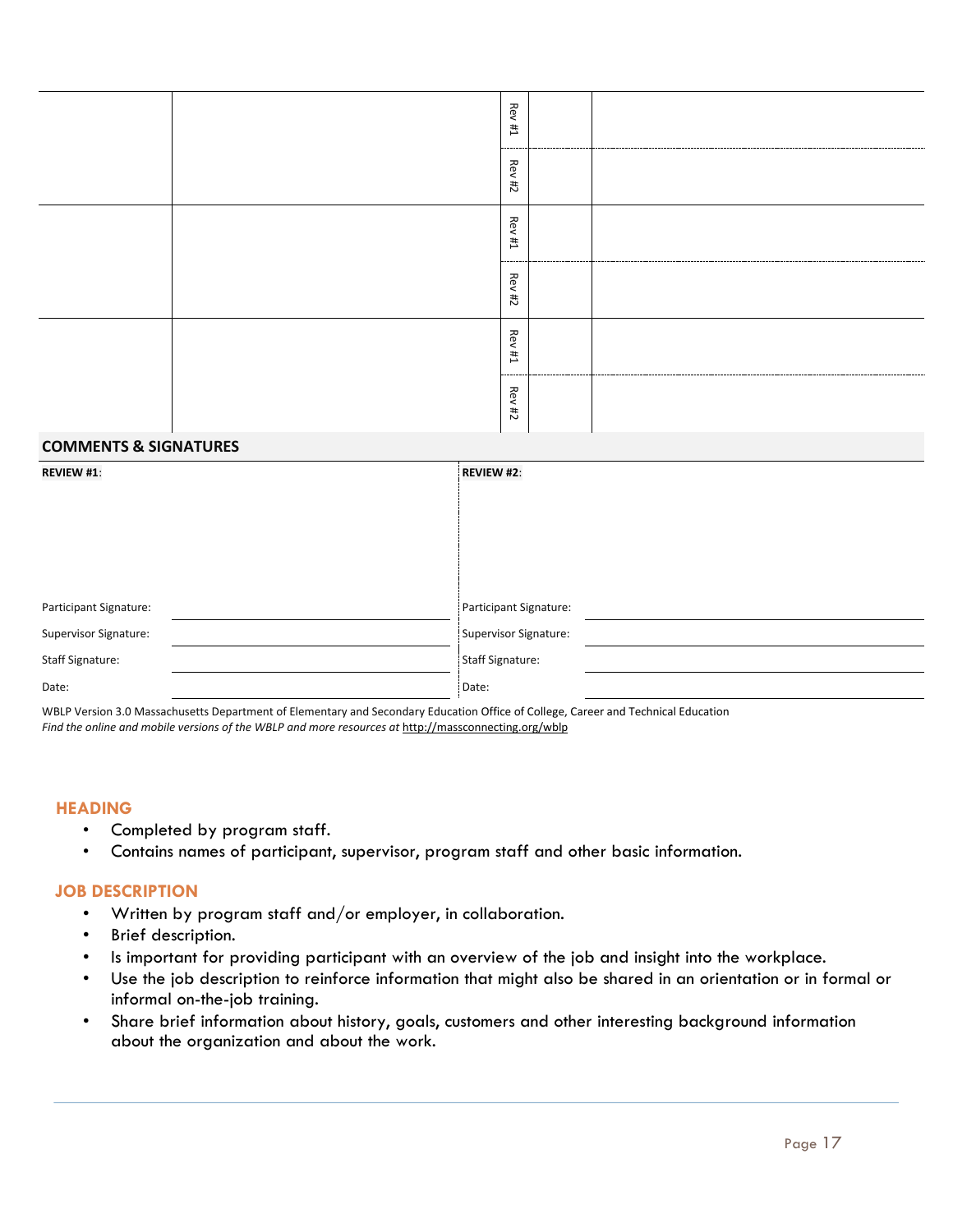| | | | | |
|---|---|---|---|---|
| | | Rev #1 | | |
| | | Rev #2 | | |
| | | Rev #1 | | |
| | | Rev #2 | | |
| | | Rev #1 | | |
| | | Rev #2 | | |

**COMMENTS & SIGNATURES**

| **REVIEW #1**: | | **REVIEW #2**: | |
|---|---|---|---|
| Participant Signature: | | Participant Signature: | |
| Supervisor Signature: | | Supervisor Signature: | |
| Staff Signature: | | Staff Signature: | |
| Date: | | Date: | |

WBLP Version 3.0 Massachusetts Department of Elementary and Secondary Education Office of College, Career and Technical Education
*Find the online and mobile versions of the WBLP and more resources at* http://massconnecting.org/wblp

### HEADING

- Completed by program staff.
- Contains names of participant, supervisor, program staff and other basic information.

### JOB DESCRIPTION

- Written by program staff and/or employer, in collaboration.
- Brief description.
- Is important for providing participant with an overview of the job and insight into the workplace.
- Use the job description to reinforce information that might also be shared in an orientation or in formal or informal on-the-job training.
- Share brief information about history, goals, customers and other interesting background information about the organization and about the work.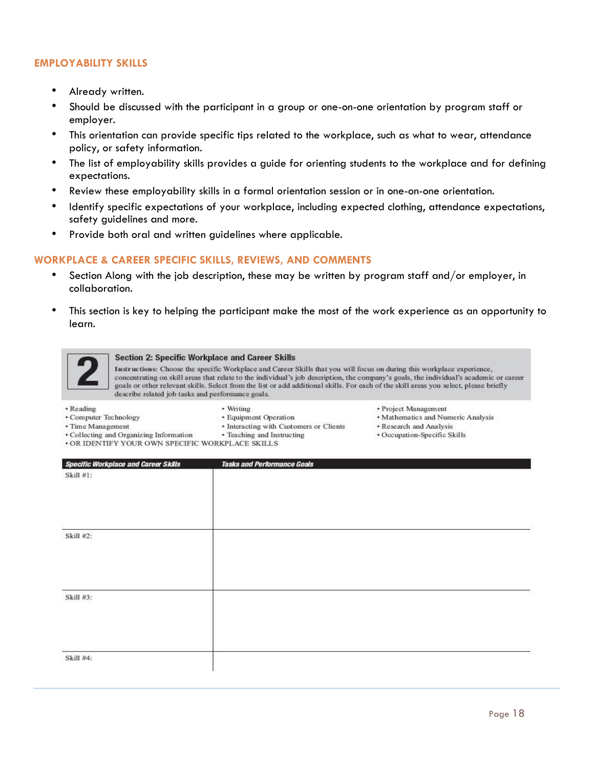## EMPLOYABILITY SKILLS

- Already written.
- Should be discussed with the participant in a group or one-on-one orientation by program staff or employer.
- This orientation can provide specific tips related to the workplace, such as what to wear, attendance policy, or safety information.
- The list of employability skills provides a guide for orienting students to the workplace and for defining expectations.
- Review these employability skills in a formal orientation session or in one-on-one orientation.
- Identify specific expectations of your workplace, including expected clothing, attendance expectations, safety guidelines and more.
- Provide both oral and written guidelines where applicable.

## WORKPLACE & CAREER SPECIFIC SKILLS, REVIEWS, AND COMMENTS

- Section Along with the job description, these may be written by program staff and/or employer, in collaboration.
- This section is key to helping the participant make the most of the work experience as an opportunity to learn.

### 2 Section 2: Specific Workplace and Career Skills

**Instructions:** Choose the specific Workplace and Career Skills that you will focus on during this workplace experience, concentrating on skill areas that relate to the individual's job description, the company's goals, the individual's academic or career goals or other relevant skills. Select from the list or add additional skills. For each of the skill areas you select, please briefly describe related job tasks and performance goals.

- Reading
- Computer Technology
- Time Management
- Collecting and Organizing Information
- Writing
- Equipment Operation
- Interacting with Customers or Clients
- Teaching and Instructing
- Project Management
- Mathematics and Numeric Analysis
- Research and Analysis
- Occupation-Specific Skills
- OR IDENTIFY YOUR OWN SPECIFIC WORKPLACE SKILLS

| *Specific Workplace and Career Skills* | *Tasks and Performance Goals* |
|---|---|
| Skill #1: | |
| Skill #2: | |
| Skill #3: | |
| Skill #4: | |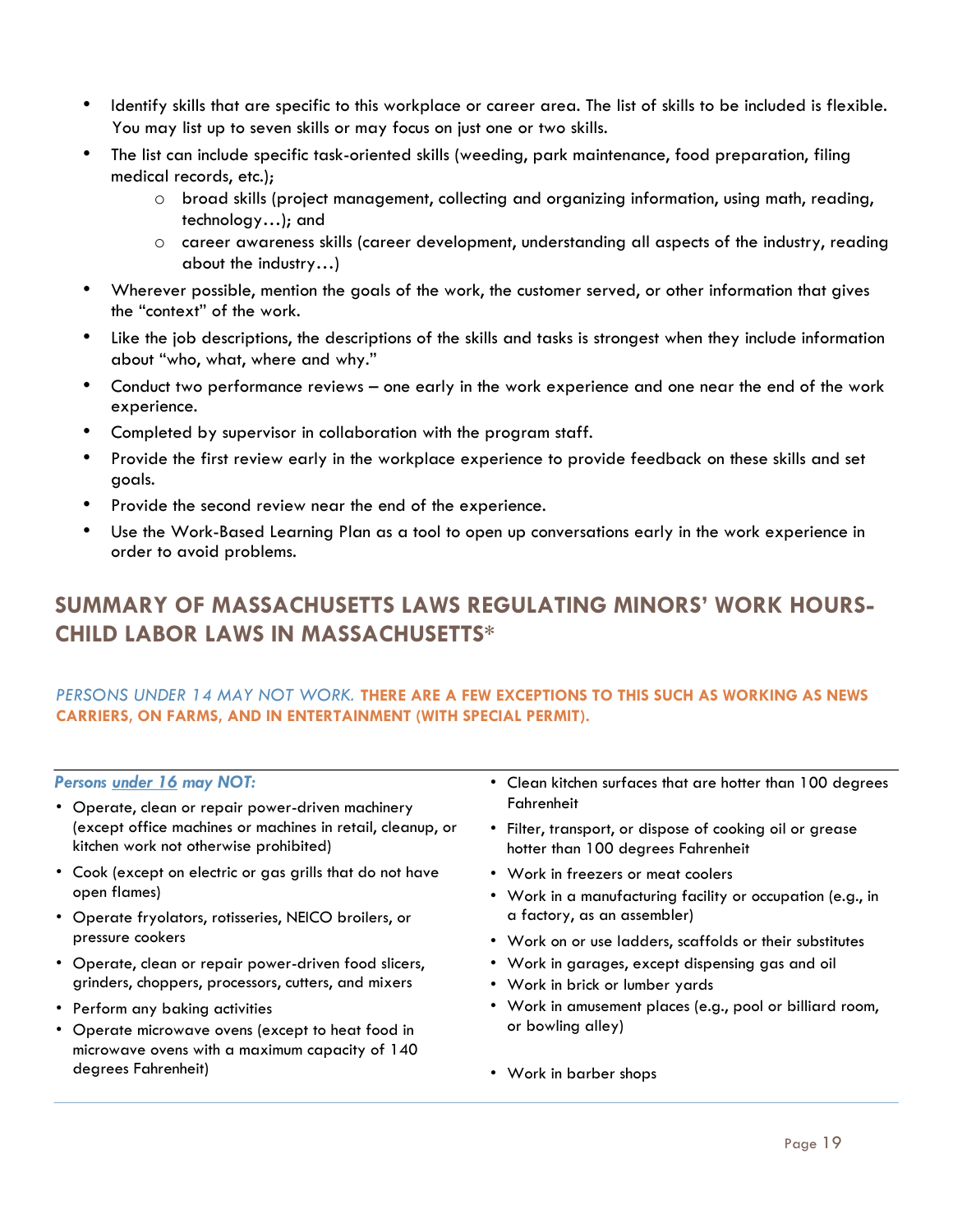- Identify skills that are specific to this workplace or career area. The list of skills to be included is flexible. You may list up to seven skills or may focus on just one or two skills.
- The list can include specific task-oriented skills (weeding, park maintenance, food preparation, filing medical records, etc.);
    - broad skills (project management, collecting and organizing information, using math, reading, technology…); and
    - career awareness skills (career development, understanding all aspects of the industry, reading about the industry…)
- Wherever possible, mention the goals of the work, the customer served, or other information that gives the "context" of the work.
- Like the job descriptions, the descriptions of the skills and tasks is strongest when they include information about "who, what, where and why."
- Conduct two performance reviews – one early in the work experience and one near the end of the work experience.
- Completed by supervisor in collaboration with the program staff.
- Provide the first review early in the workplace experience to provide feedback on these skills and set goals.
- Provide the second review near the end of the experience.
- Use the Work-Based Learning Plan as a tool to open up conversations early in the work experience in order to avoid problems.

## SUMMARY OF MASSACHUSETTS LAWS REGULATING MINORS' WORK HOURS- CHILD LABOR LAWS IN MASSACHUSETTS*

*PERSONS UNDER 14 MAY NOT WORK.* **THERE ARE A FEW EXCEPTIONS TO THIS SUCH AS WORKING AS NEWS CARRIERS, ON FARMS, AND IN ENTERTAINMENT (WITH SPECIAL PERMIT).**

***Persons under 16 may NOT:***

- Operate, clean or repair power-driven machinery (except office machines or machines in retail, cleanup, or kitchen work not otherwise prohibited)
- Cook (except on electric or gas grills that do not have open flames)
- Operate fryolators, rotisseries, NEICO broilers, or pressure cookers
- Operate, clean or repair power-driven food slicers, grinders, choppers, processors, cutters, and mixers
- Perform any baking activities
- Operate microwave ovens (except to heat food in microwave ovens with a maximum capacity of 140 degrees Fahrenheit)
- Clean kitchen surfaces that are hotter than 100 degrees Fahrenheit
- Filter, transport, or dispose of cooking oil or grease hotter than 100 degrees Fahrenheit
- Work in freezers or meat coolers
- Work in a manufacturing facility or occupation (e.g., in a factory, as an assembler)
- Work on or use ladders, scaffolds or their substitutes
- Work in garages, except dispensing gas and oil
- Work in brick or lumber yards
- Work in amusement places (e.g., pool or billiard room, or bowling alley)
- Work in barber shops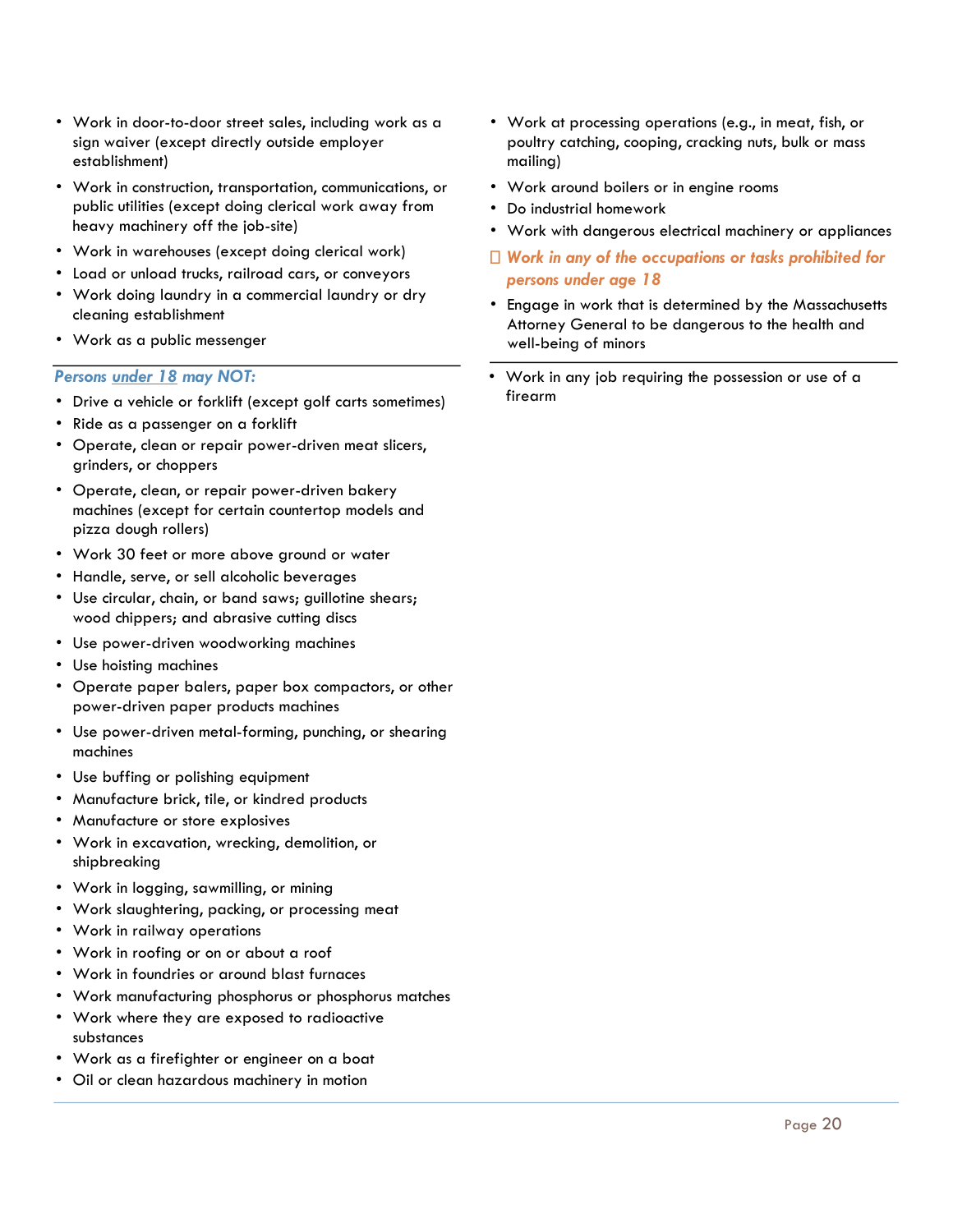- Work in door-to-door street sales, including work as a sign waiver (except directly outside employer establishment)
- Work in construction, transportation, communications, or public utilities (except doing clerical work away from heavy machinery off the job-site)
- Work in warehouses (except doing clerical work)
- Load or unload trucks, railroad cars, or conveyors
- Work doing laundry in a commercial laundry or dry cleaning establishment
- Work as a public messenger

### *Persons under 18 may NOT:*

- Drive a vehicle or forklift (except golf carts sometimes)
- Ride as a passenger on a forklift
- Operate, clean or repair power-driven meat slicers, grinders, or choppers
- Operate, clean, or repair power-driven bakery machines (except for certain countertop models and pizza dough rollers)
- Work 30 feet or more above ground or water
- Handle, serve, or sell alcoholic beverages
- Use circular, chain, or band saws; guillotine shears; wood chippers; and abrasive cutting discs
- Use power-driven woodworking machines
- Use hoisting machines
- Operate paper balers, paper box compactors, or other power-driven paper products machines
- Use power-driven metal-forming, punching, or shearing machines
- Use buffing or polishing equipment
- Manufacture brick, tile, or kindred products
- Manufacture or store explosives
- Work in excavation, wrecking, demolition, or shipbreaking
- Work in logging, sawmilling, or mining
- Work slaughtering, packing, or processing meat
- Work in railway operations
- Work in roofing or on or about a roof
- Work in foundries or around blast furnaces
- Work manufacturing phosphorus or phosphorus matches
- Work where they are exposed to radioactive substances
- Work as a firefighter or engineer on a boat
- Oil or clean hazardous machinery in motion
- Work at processing operations (e.g., in meat, fish, or poultry catching, cooping, cracking nuts, bulk or mass mailing)
- Work around boilers or in engine rooms
- Do industrial homework
- Work with dangerous electrical machinery or appliances
- ***Work in any of the occupations or tasks prohibited for persons under age 18***
- Engage in work that is determined by the Massachusetts Attorney General to be dangerous to the health and well-being of minors

---

- Work in any job requiring the possession or use of a firearm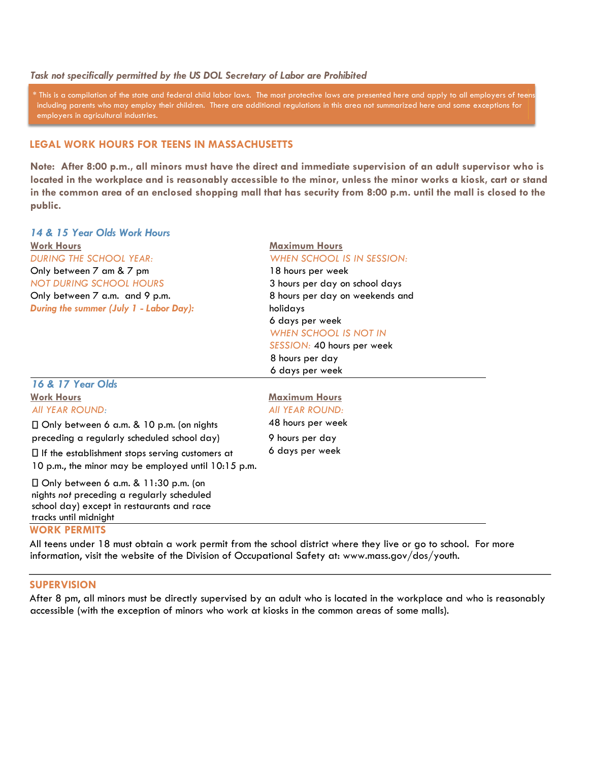*Task not specifically permitted by the US DOL Secretary of Labor are Prohibited*

\* This is a compilation of the state and federal child labor laws. The most protective laws are presented here and apply to all employers of teens including parents who may employ their children. There are additional regulations in this area not summarized here and some exceptions for employers in agricultural industries.

## LEGAL WORK HOURS FOR TEENS IN MASSACHUSETTS

**Note: After 8:00 p.m., all minors must have the direct and immediate supervision of an adult supervisor who is located in the workplace and is reasonably accessible to the minor, unless the minor works a kiosk, cart or stand in the common area of an enclosed shopping mall that has security from 8:00 p.m. until the mall is closed to the public.**

### *14 & 15 Year Olds Work Hours*

| Work Hours | Maximum Hours |
|---|---|
| *DURING THE SCHOOL YEAR:*<br>Only between 7 am & 7 pm<br>*NOT DURING SCHOOL HOURS*<br>Only between 7 a.m. and 9 p.m.<br>***During the summer (July 1 - Labor Day):*** | *WHEN SCHOOL IS IN SESSION:*<br>18 hours per week<br>3 hours per day on school days<br>8 hours per day on weekends and holidays<br>6 days per week<br>*WHEN SCHOOL IS NOT IN SESSION:* 40 hours per week<br>8 hours per day<br>6 days per week |

### *16 & 17 Year Olds*

| Work Hours | Maximum Hours |
|---|---|
| *All YEAR ROUND:*<br>Only between 6 a.m. & 10 p.m. (on nights preceding a regularly scheduled school day)<br>If the establishment stops serving customers at 10 p.m., the minor may be employed until 10:15 p.m.<br>Only between 6 a.m. & 11:30 p.m. (on nights *not* preceding a regularly scheduled school day) except in restaurants and race tracks until midnight | *All YEAR ROUND:*<br>48 hours per week<br>9 hours per day<br>6 days per week |

## WORK PERMITS

All teens under 18 must obtain a work permit from the school district where they live or go to school. For more information, visit the website of the Division of Occupational Safety at: www.mass.gov/dos/youth.

## SUPERVISION

After 8 pm, all minors must be directly supervised by an adult who is located in the workplace and who is reasonably accessible (with the exception of minors who work at kiosks in the common areas of some malls).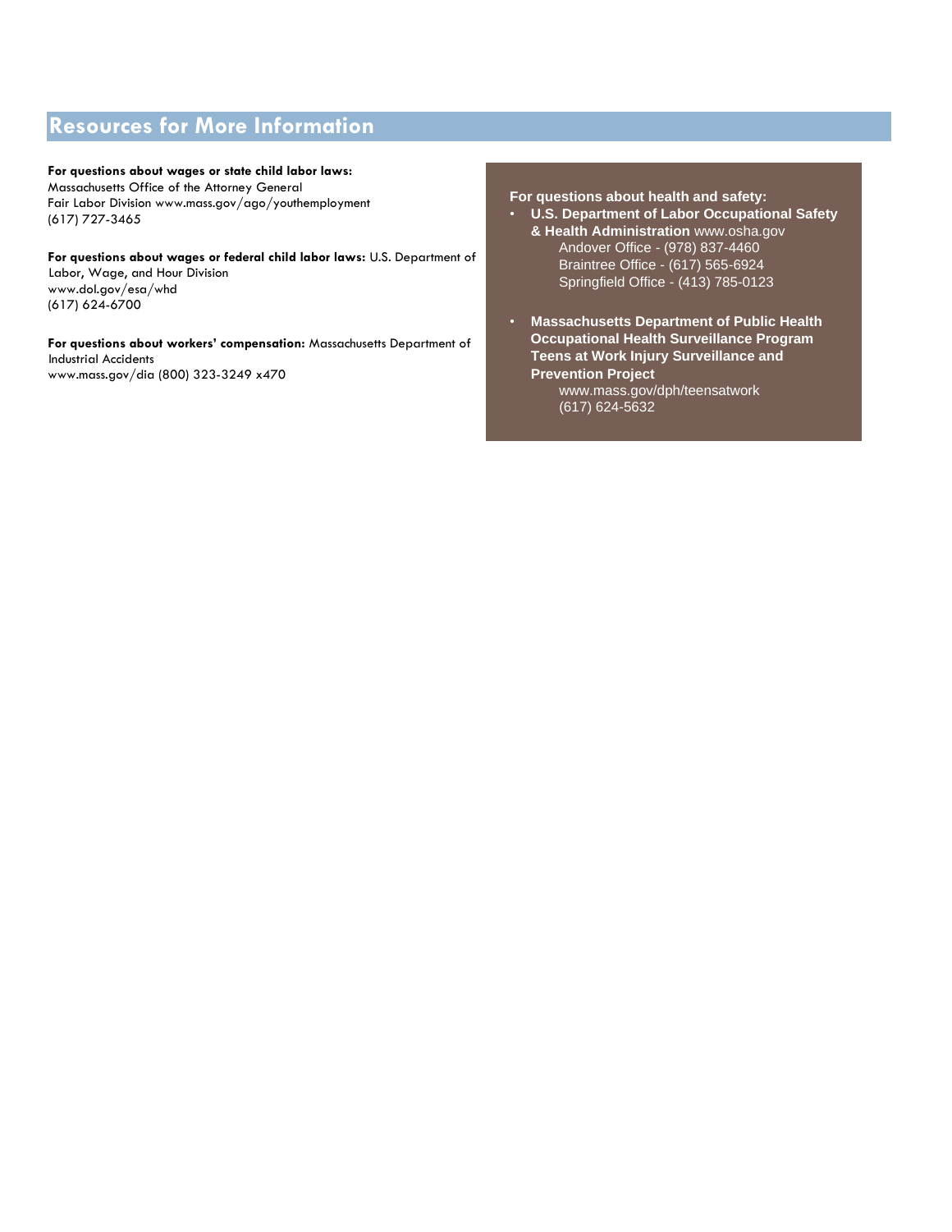## Resources for More Information

**For questions about wages or state child labor laws:**
Massachusetts Office of the Attorney General
Fair Labor Division www.mass.gov/ago/youthemployment
(617) 727-3465

**For questions about wages or federal child labor laws:** U.S. Department of Labor, Wage, and Hour Division
www.dol.gov/esa/whd
(617) 624-6700

**For questions about workers' compensation:** Massachusetts Department of Industrial Accidents
www.mass.gov/dia (800) 323-3249 x470

**For questions about health and safety:**

- **U.S. Department of Labor Occupational Safety & Health Administration** www.osha.gov
  Andover Office - (978) 837-4460
  Braintree Office - (617) 565-6924
  Springfield Office - (413) 785-0123
- **Massachusetts Department of Public Health Occupational Health Surveillance Program Teens at Work Injury Surveillance and Prevention Project**
  www.mass.gov/dph/teensatwork
  (617) 624-5632